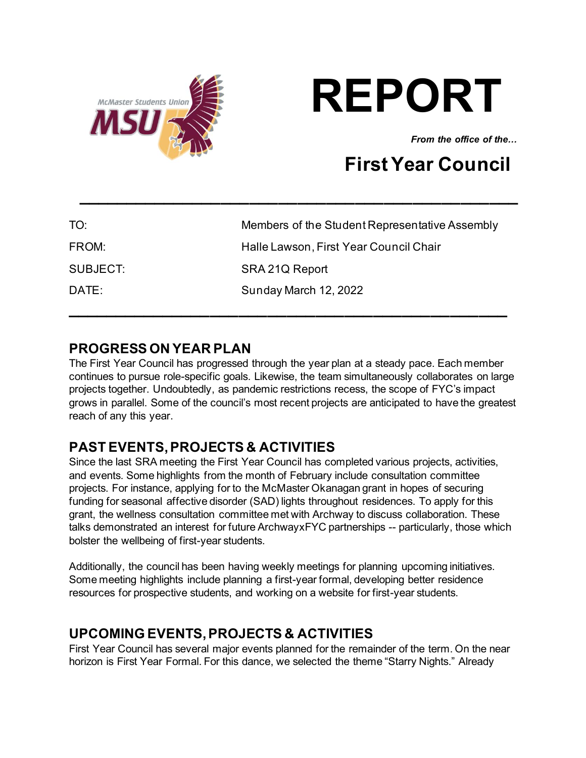# REPORT

***From the office of the…***

## First Year Council

| | |
|---|---|
| TO: | Members of the Student Representative Assembly |
| FROM: | Halle Lawson, First Year Council Chair |
| SUBJECT: | SRA 21Q Report |
| DATE: | Sunday March 12, 2022 |

## PROGRESS ON YEAR PLAN

The First Year Council has progressed through the year plan at a steady pace. Each member continues to pursue role-specific goals. Likewise, the team simultaneously collaborates on large projects together. Undoubtedly, as pandemic restrictions recess, the scope of FYC's impact grows in parallel. Some of the council's most recent projects are anticipated to have the greatest reach of any this year.

## PAST EVENTS, PROJECTS & ACTIVITIES

Since the last SRA meeting the First Year Council has completed various projects, activities, and events. Some highlights from the month of February include consultation committee projects. For instance, applying for to the McMaster Okanagan grant in hopes of securing funding for seasonal affective disorder (SAD) lights throughout residences. To apply for this grant, the wellness consultation committee met with Archway to discuss collaboration. These talks demonstrated an interest for future ArchwayxFYC partnerships -- particularly, those which bolster the wellbeing of first-year students.

Additionally, the council has been having weekly meetings for planning upcoming initiatives. Some meeting highlights include planning a first-year formal, developing better residence resources for prospective students, and working on a website for first-year students.

## UPCOMING EVENTS, PROJECTS & ACTIVITIES

First Year Council has several major events planned for the remainder of the term. On the near horizon is First Year Formal. For this dance, we selected the theme "Starry Nights." Already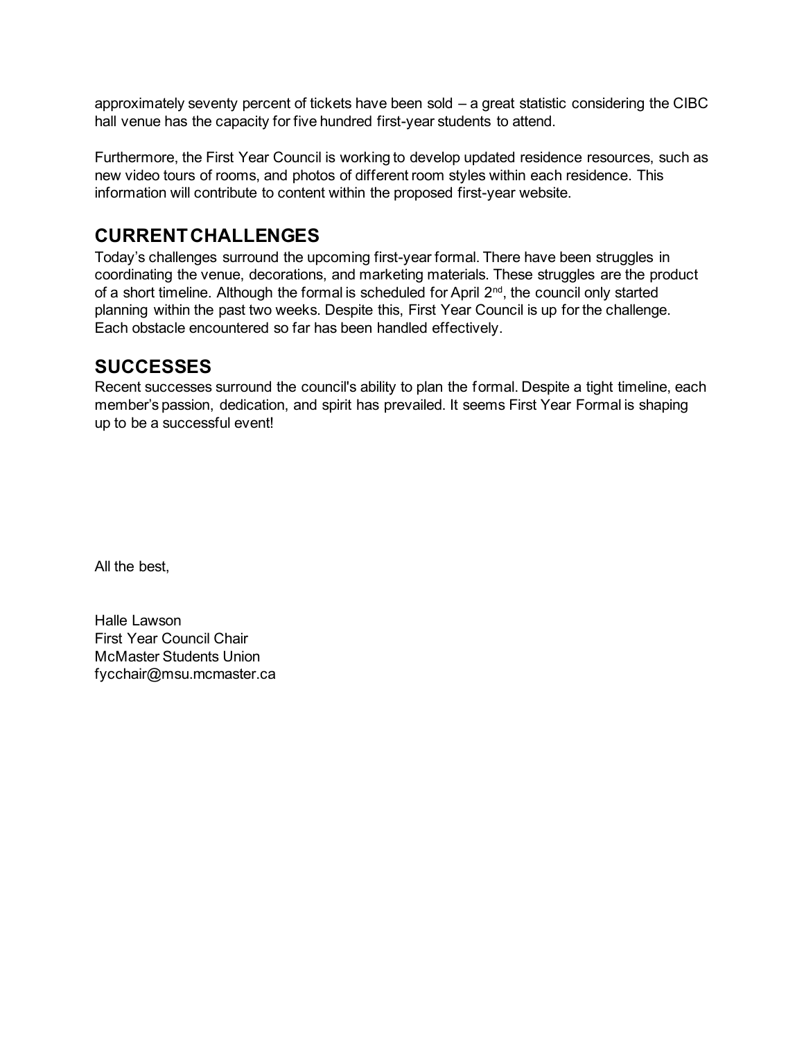approximately seventy percent of tickets have been sold – a great statistic considering the CIBC hall venue has the capacity for five hundred first-year students to attend.

Furthermore, the First Year Council is working to develop updated residence resources, such as new video tours of rooms, and photos of different room styles within each residence. This information will contribute to content within the proposed first-year website.

## CURRENT CHALLENGES

Today's challenges surround the upcoming first-year formal. There have been struggles in coordinating the venue, decorations, and marketing materials. These struggles are the product of a short timeline. Although the formal is scheduled for April 2nd, the council only started planning within the past two weeks. Despite this, First Year Council is up for the challenge. Each obstacle encountered so far has been handled effectively.

## SUCCESSES

Recent successes surround the council's ability to plan the formal. Despite a tight timeline, each member's passion, dedication, and spirit has prevailed. It seems First Year Formal is shaping up to be a successful event!

All the best,

Halle Lawson
First Year Council Chair
McMaster Students Union
fycchair@msu.mcmaster.ca